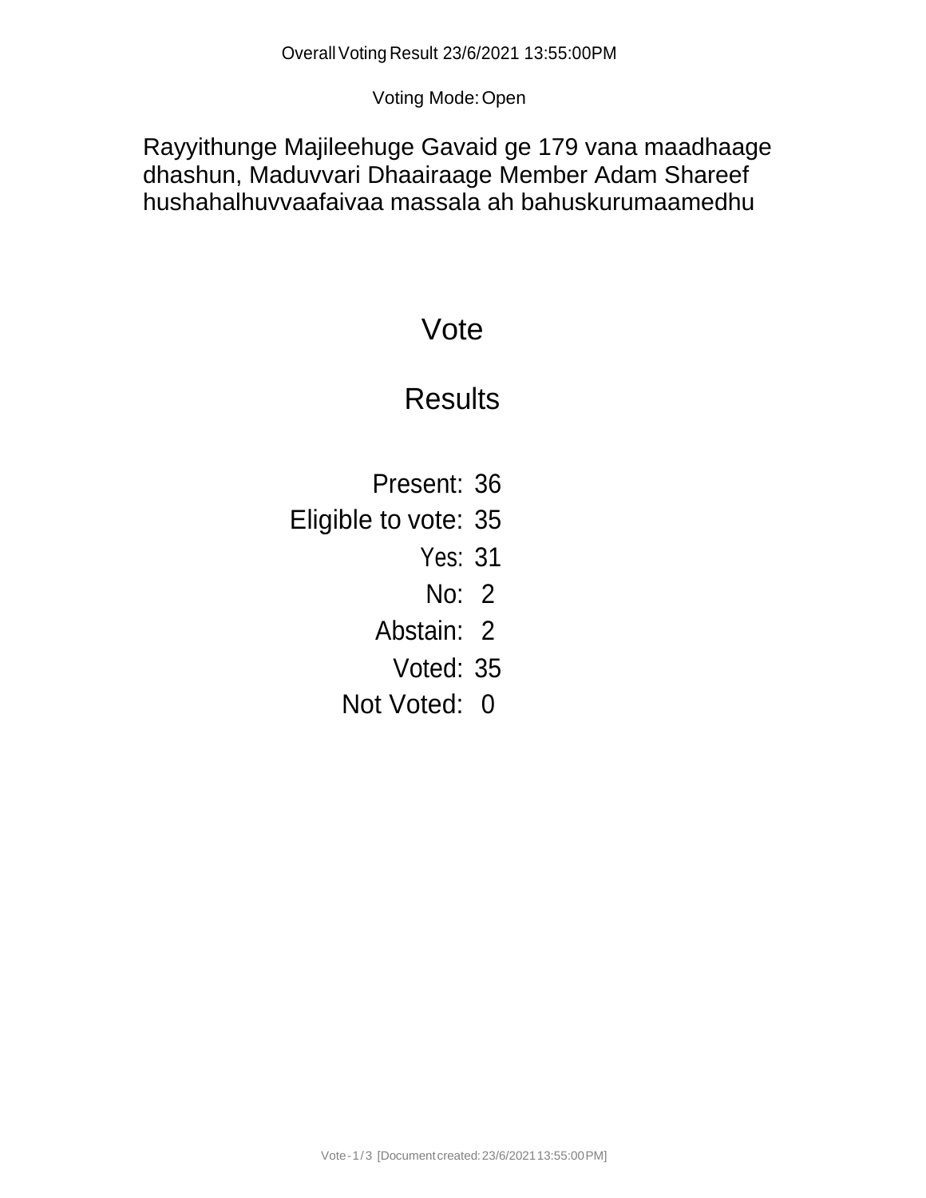Overall Voting Result 23/6/2021 13:55:00PM

Voting Mode: Open

Rayyithunge Majileehuge Gavaid ge 179 vana maadhaage dhashun, Maduvvari Dhaairaage Member Adam Shareef hushahalhuvvaafaivaa massala ah bahuskurumaamedhu

# Vote

## Results

Present: 36
Eligible to vote: 35
Yes: 31
No: 2
Abstain: 2
Voted: 35
Not Voted: 0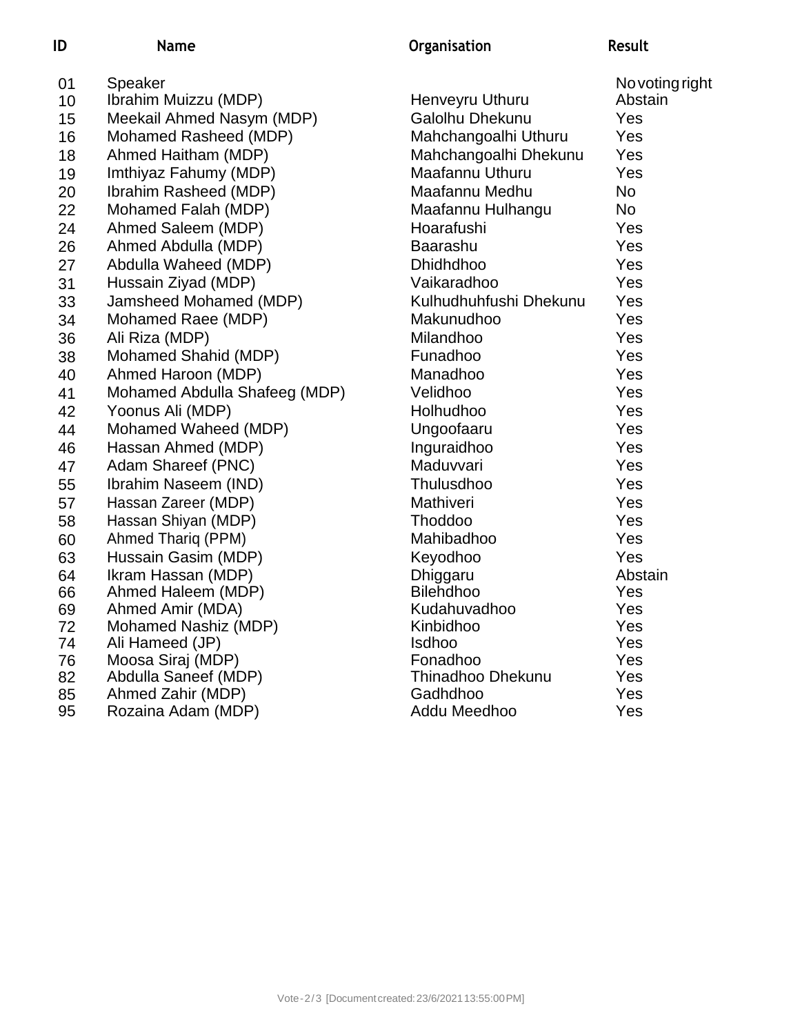| ID | Name | Organisation | Result |
|---|---|---|---|
| 01 | Speaker | | No voting right |
| 10 | Ibrahim Muizzu (MDP) | Henveyru Uthuru | Abstain |
| 15 | Meekail Ahmed Nasym (MDP) | Galolhu Dhekunu | Yes |
| 16 | Mohamed Rasheed (MDP) | Mahchangoalhi Uthuru | Yes |
| 18 | Ahmed Haitham (MDP) | Mahchangoalhi Dhekunu | Yes |
| 19 | Imthiyaz Fahumy (MDP) | Maafannu Uthuru | Yes |
| 20 | Ibrahim Rasheed (MDP) | Maafannu Medhu | No |
| 22 | Mohamed Falah (MDP) | Maafannu Hulhangu | No |
| 24 | Ahmed Saleem (MDP) | Hoarafushi | Yes |
| 26 | Ahmed Abdulla (MDP) | Baarashu | Yes |
| 27 | Abdulla Waheed (MDP) | Dhidhdhoo | Yes |
| 31 | Hussain Ziyad (MDP) | Vaikaradhoo | Yes |
| 33 | Jamsheed Mohamed (MDP) | Kulhudhuhfushi Dhekunu | Yes |
| 34 | Mohamed Raee (MDP) | Makunudhoo | Yes |
| 36 | Ali Riza (MDP) | Milandhoo | Yes |
| 38 | Mohamed Shahid (MDP) | Funadhoo | Yes |
| 40 | Ahmed Haroon (MDP) | Manadhoo | Yes |
| 41 | Mohamed Abdulla Shafeeg (MDP) | Velidhoo | Yes |
| 42 | Yoonus Ali (MDP) | Holhudhoo | Yes |
| 44 | Mohamed Waheed (MDP) | Ungoofaaru | Yes |
| 46 | Hassan Ahmed (MDP) | Inguraidhoo | Yes |
| 47 | Adam Shareef (PNC) | Maduvvari | Yes |
| 55 | Ibrahim Naseem (IND) | Thulusdhoo | Yes |
| 57 | Hassan Zareer (MDP) | Mathiveri | Yes |
| 58 | Hassan Shiyan (MDP) | Thoddoo | Yes |
| 60 | Ahmed Thariq (PPM) | Mahibadhoo | Yes |
| 63 | Hussain Gasim (MDP) | Keyodhoo | Yes |
| 64 | Ikram Hassan (MDP) | Dhiggaru | Abstain |
| 66 | Ahmed Haleem (MDP) | Bilehdhoo | Yes |
| 69 | Ahmed Amir (MDA) | Kudahuvadhoo | Yes |
| 72 | Mohamed Nashiz (MDP) | Kinbidhoo | Yes |
| 74 | Ali Hameed (JP) | Isdhoo | Yes |
| 76 | Moosa Siraj (MDP) | Fonadhoo | Yes |
| 82 | Abdulla Saneef (MDP) | Thinadhoo Dhekunu | Yes |
| 85 | Ahmed Zahir (MDP) | Gadhdhoo | Yes |
| 95 | Rozaina Adam (MDP) | Addu Meedhoo | Yes |